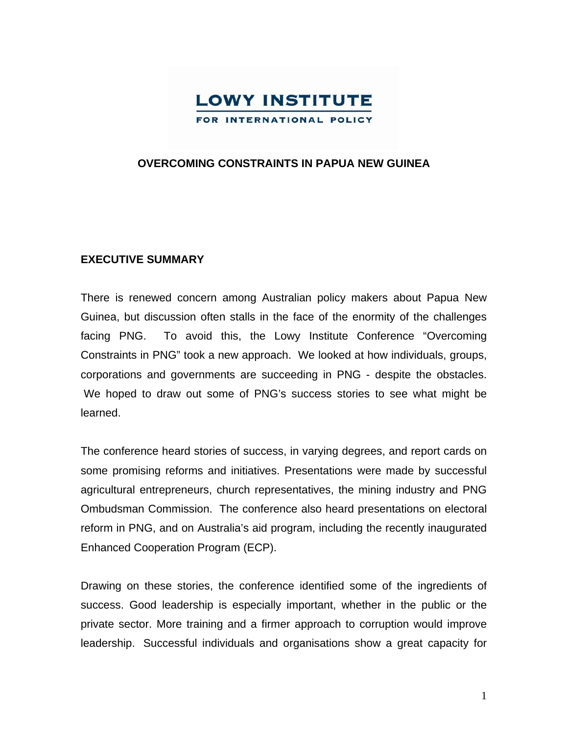**LOWY INSTITUTE**
**FOR INTERNATIONAL POLICY**

# OVERCOMING CONSTRAINTS IN PAPUA NEW GUINEA

## EXECUTIVE SUMMARY

There is renewed concern among Australian policy makers about Papua New Guinea, but discussion often stalls in the face of the enormity of the challenges facing PNG. To avoid this, the Lowy Institute Conference "Overcoming Constraints in PNG" took a new approach. We looked at how individuals, groups, corporations and governments are succeeding in PNG - despite the obstacles. We hoped to draw out some of PNG's success stories to see what might be learned.

The conference heard stories of success, in varying degrees, and report cards on some promising reforms and initiatives. Presentations were made by successful agricultural entrepreneurs, church representatives, the mining industry and PNG Ombudsman Commission. The conference also heard presentations on electoral reform in PNG, and on Australia's aid program, including the recently inaugurated Enhanced Cooperation Program (ECP).

Drawing on these stories, the conference identified some of the ingredients of success. Good leadership is especially important, whether in the public or the private sector. More training and a firmer approach to corruption would improve leadership. Successful individuals and organisations show a great capacity for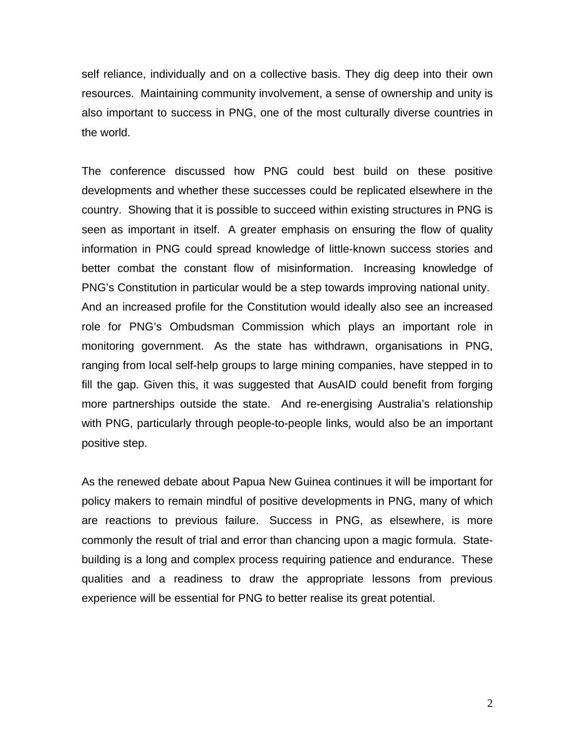self reliance, individually and on a collective basis. They dig deep into their own resources. Maintaining community involvement, a sense of ownership and unity is also important to success in PNG, one of the most culturally diverse countries in the world.

The conference discussed how PNG could best build on these positive developments and whether these successes could be replicated elsewhere in the country. Showing that it is possible to succeed within existing structures in PNG is seen as important in itself. A greater emphasis on ensuring the flow of quality information in PNG could spread knowledge of little-known success stories and better combat the constant flow of misinformation. Increasing knowledge of PNG's Constitution in particular would be a step towards improving national unity. And an increased profile for the Constitution would ideally also see an increased role for PNG's Ombudsman Commission which plays an important role in monitoring government. As the state has withdrawn, organisations in PNG, ranging from local self-help groups to large mining companies, have stepped in to fill the gap. Given this, it was suggested that AusAID could benefit from forging more partnerships outside the state. And re-energising Australia's relationship with PNG, particularly through people-to-people links, would also be an important positive step.

As the renewed debate about Papua New Guinea continues it will be important for policy makers to remain mindful of positive developments in PNG, many of which are reactions to previous failure. Success in PNG, as elsewhere, is more commonly the result of trial and error than chancing upon a magic formula. State-building is a long and complex process requiring patience and endurance. These qualities and a readiness to draw the appropriate lessons from previous experience will be essential for PNG to better realise its great potential.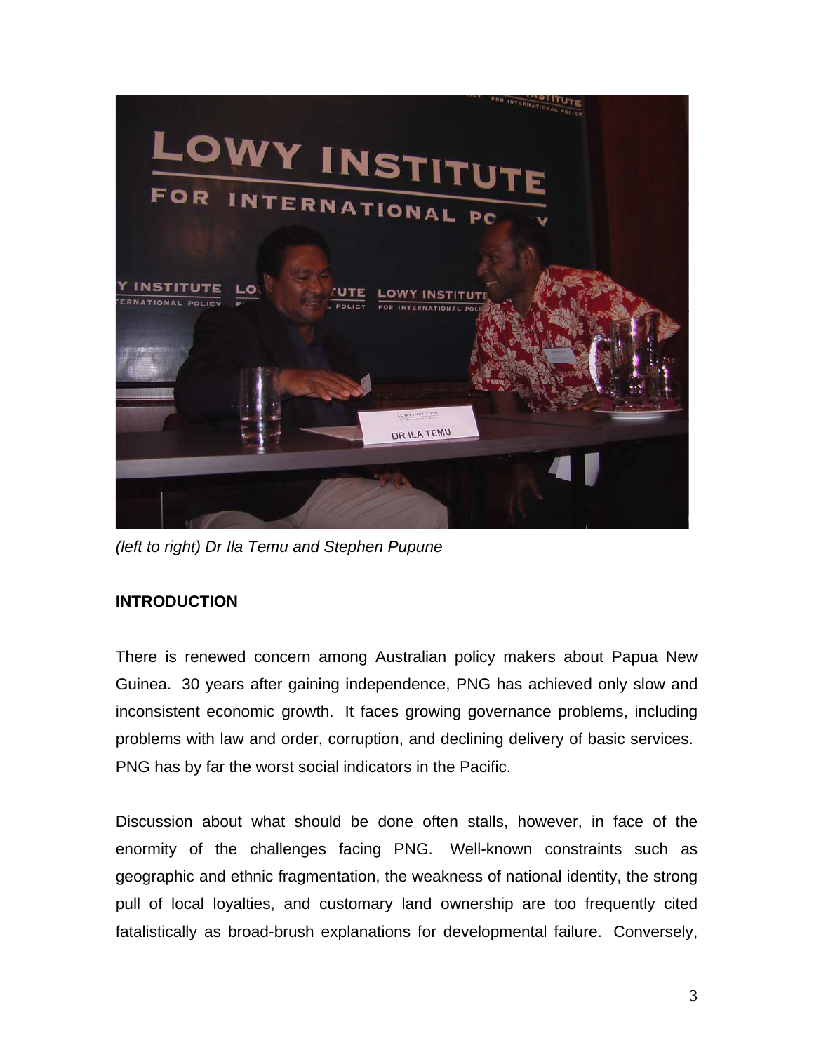*(left to right) Dr Ila Temu and Stephen Pupune*

## INTRODUCTION

There is renewed concern among Australian policy makers about Papua New Guinea. 30 years after gaining independence, PNG has achieved only slow and inconsistent economic growth. It faces growing governance problems, including problems with law and order, corruption, and declining delivery of basic services. PNG has by far the worst social indicators in the Pacific.

Discussion about what should be done often stalls, however, in face of the enormity of the challenges facing PNG. Well-known constraints such as geographic and ethnic fragmentation, the weakness of national identity, the strong pull of local loyalties, and customary land ownership are too frequently cited fatalistically as broad-brush explanations for developmental failure. Conversely,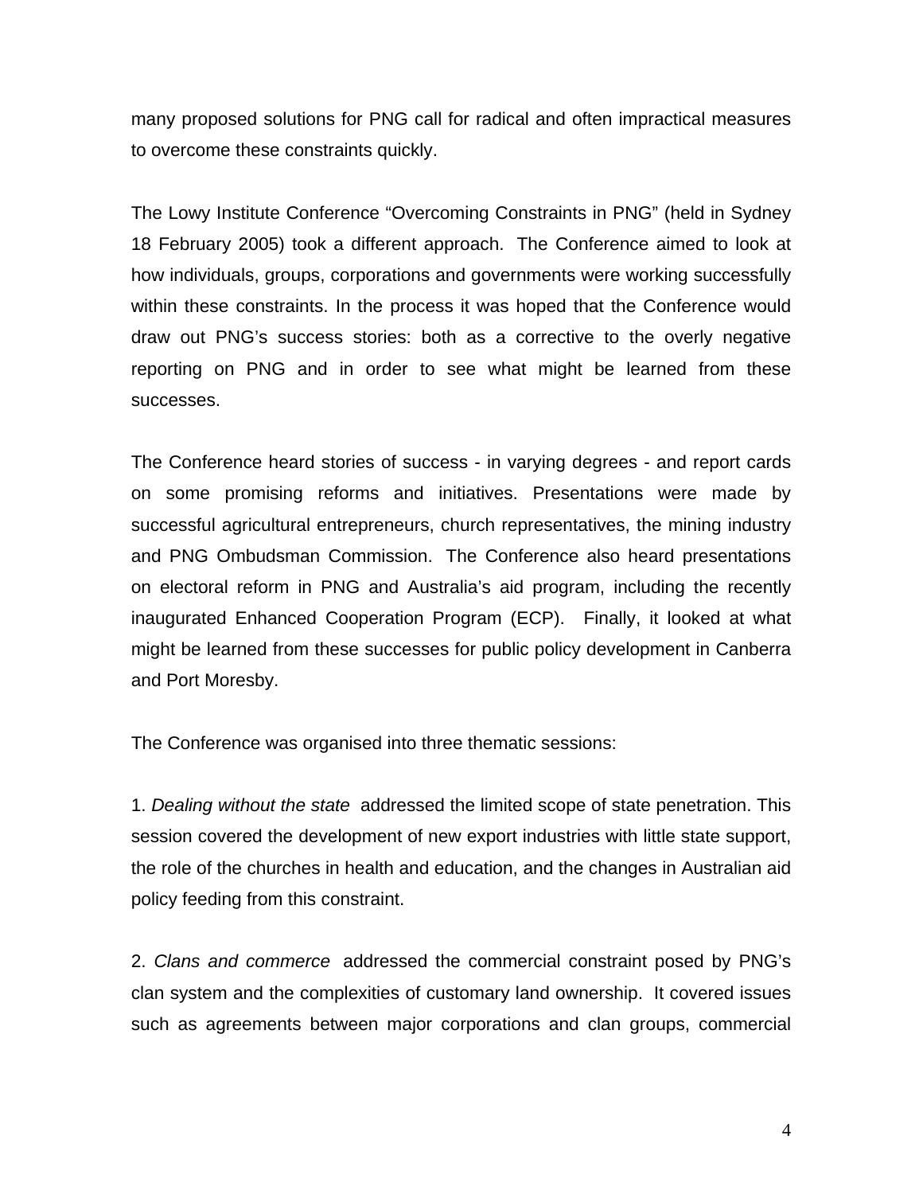many proposed solutions for PNG call for radical and often impractical measures to overcome these constraints quickly.

The Lowy Institute Conference "Overcoming Constraints in PNG" (held in Sydney 18 February 2005) took a different approach. The Conference aimed to look at how individuals, groups, corporations and governments were working successfully within these constraints. In the process it was hoped that the Conference would draw out PNG's success stories: both as a corrective to the overly negative reporting on PNG and in order to see what might be learned from these successes.

The Conference heard stories of success - in varying degrees - and report cards on some promising reforms and initiatives. Presentations were made by successful agricultural entrepreneurs, church representatives, the mining industry and PNG Ombudsman Commission. The Conference also heard presentations on electoral reform in PNG and Australia's aid program, including the recently inaugurated Enhanced Cooperation Program (ECP). Finally, it looked at what might be learned from these successes for public policy development in Canberra and Port Moresby.

The Conference was organised into three thematic sessions:

1. *Dealing without the state* addressed the limited scope of state penetration. This session covered the development of new export industries with little state support, the role of the churches in health and education, and the changes in Australian aid policy feeding from this constraint.

2. *Clans and commerce* addressed the commercial constraint posed by PNG's clan system and the complexities of customary land ownership. It covered issues such as agreements between major corporations and clan groups, commercial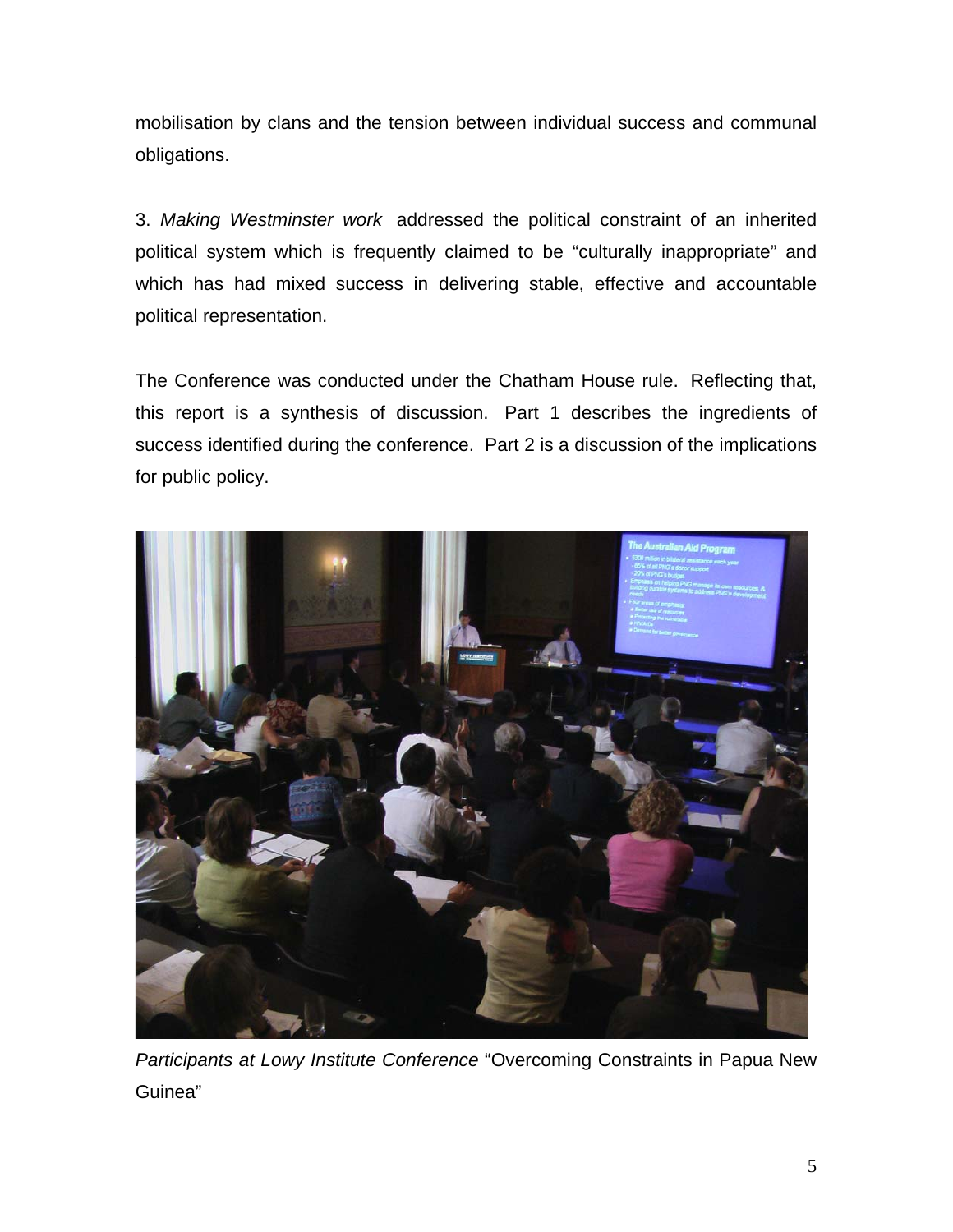mobilisation by clans and the tension between individual success and communal obligations.

3. *Making Westminster work* addressed the political constraint of an inherited political system which is frequently claimed to be "culturally inappropriate" and which has had mixed success in delivering stable, effective and accountable political representation.

The Conference was conducted under the Chatham House rule. Reflecting that, this report is a synthesis of discussion. Part 1 describes the ingredients of success identified during the conference. Part 2 is a discussion of the implications for public policy.

*Participants at Lowy Institute Conference* "Overcoming Constraints in Papua New Guinea"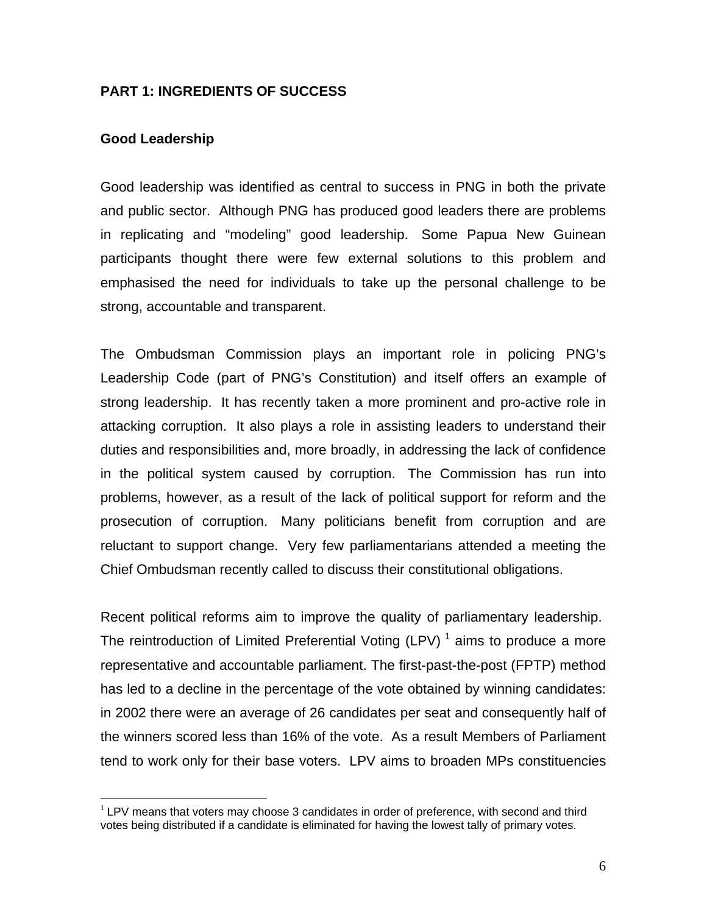## PART 1: INGREDIENTS OF SUCCESS

### Good Leadership

Good leadership was identified as central to success in PNG in both the private and public sector. Although PNG has produced good leaders there are problems in replicating and "modeling" good leadership. Some Papua New Guinean participants thought there were few external solutions to this problem and emphasised the need for individuals to take up the personal challenge to be strong, accountable and transparent.

The Ombudsman Commission plays an important role in policing PNG's Leadership Code (part of PNG's Constitution) and itself offers an example of strong leadership. It has recently taken a more prominent and pro-active role in attacking corruption. It also plays a role in assisting leaders to understand their duties and responsibilities and, more broadly, in addressing the lack of confidence in the political system caused by corruption. The Commission has run into problems, however, as a result of the lack of political support for reform and the prosecution of corruption. Many politicians benefit from corruption and are reluctant to support change. Very few parliamentarians attended a meeting the Chief Ombudsman recently called to discuss their constitutional obligations.

Recent political reforms aim to improve the quality of parliamentary leadership. The reintroduction of Limited Preferential Voting (LPV) [1] aims to produce a more representative and accountable parliament. The first-past-the-post (FPTP) method has led to a decline in the percentage of the vote obtained by winning candidates: in 2002 there were an average of 26 candidates per seat and consequently half of the winners scored less than 16% of the vote. As a result Members of Parliament tend to work only for their base voters. LPV aims to broaden MPs constituencies

[1] LPV means that voters may choose 3 candidates in order of preference, with second and third votes being distributed if a candidate is eliminated for having the lowest tally of primary votes.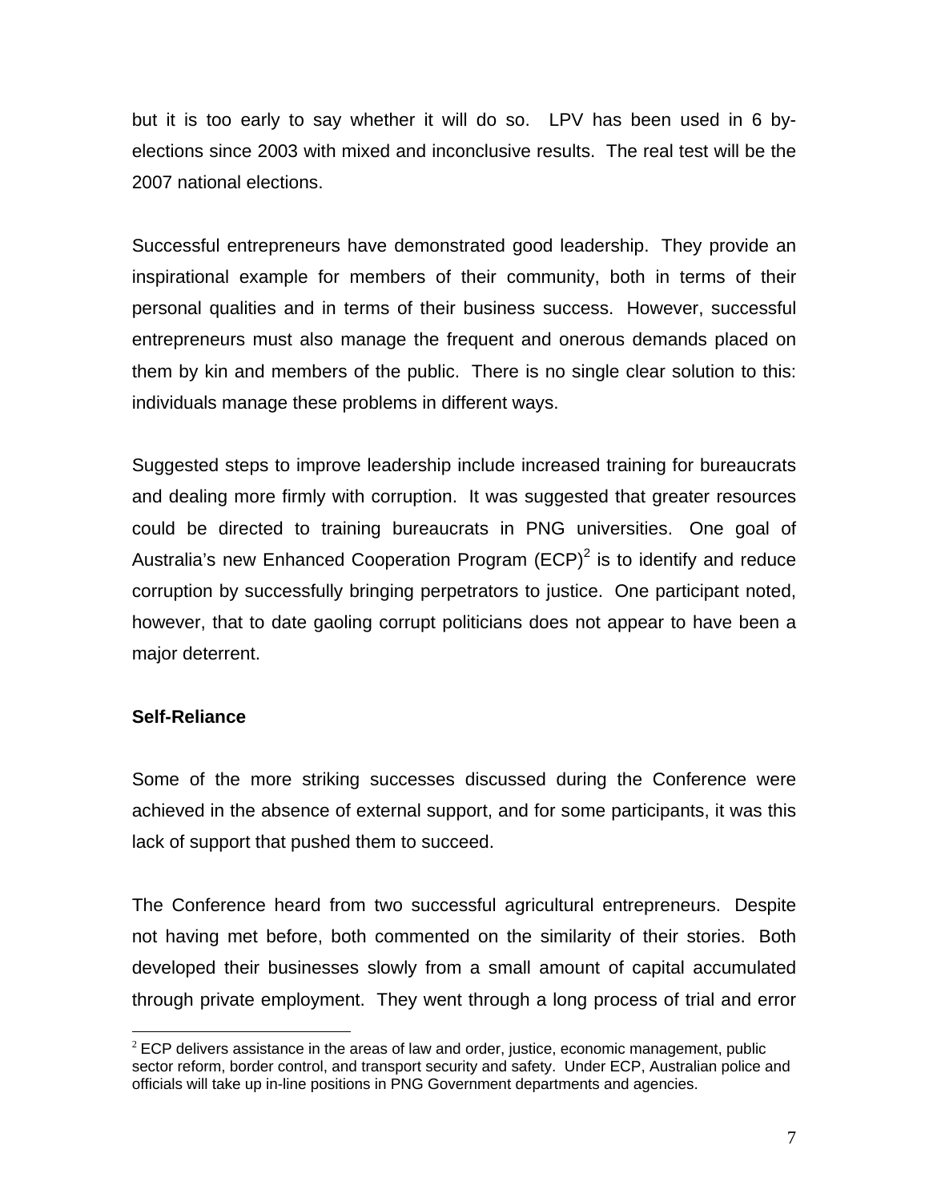but it is too early to say whether it will do so. LPV has been used in 6 by-elections since 2003 with mixed and inconclusive results. The real test will be the 2007 national elections.

Successful entrepreneurs have demonstrated good leadership. They provide an inspirational example for members of their community, both in terms of their personal qualities and in terms of their business success. However, successful entrepreneurs must also manage the frequent and onerous demands placed on them by kin and members of the public. There is no single clear solution to this: individuals manage these problems in different ways.

Suggested steps to improve leadership include increased training for bureaucrats and dealing more firmly with corruption. It was suggested that greater resources could be directed to training bureaucrats in PNG universities. One goal of Australia's new Enhanced Cooperation Program (ECP)[2] is to identify and reduce corruption by successfully bringing perpetrators to justice. One participant noted, however, that to date gaoling corrupt politicians does not appear to have been a major deterrent.

**Self-Reliance**

Some of the more striking successes discussed during the Conference were achieved in the absence of external support, and for some participants, it was this lack of support that pushed them to succeed.

The Conference heard from two successful agricultural entrepreneurs. Despite not having met before, both commented on the similarity of their stories. Both developed their businesses slowly from a small amount of capital accumulated through private employment. They went through a long process of trial and error

[2] ECP delivers assistance in the areas of law and order, justice, economic management, public sector reform, border control, and transport security and safety. Under ECP, Australian police and officials will take up in-line positions in PNG Government departments and agencies.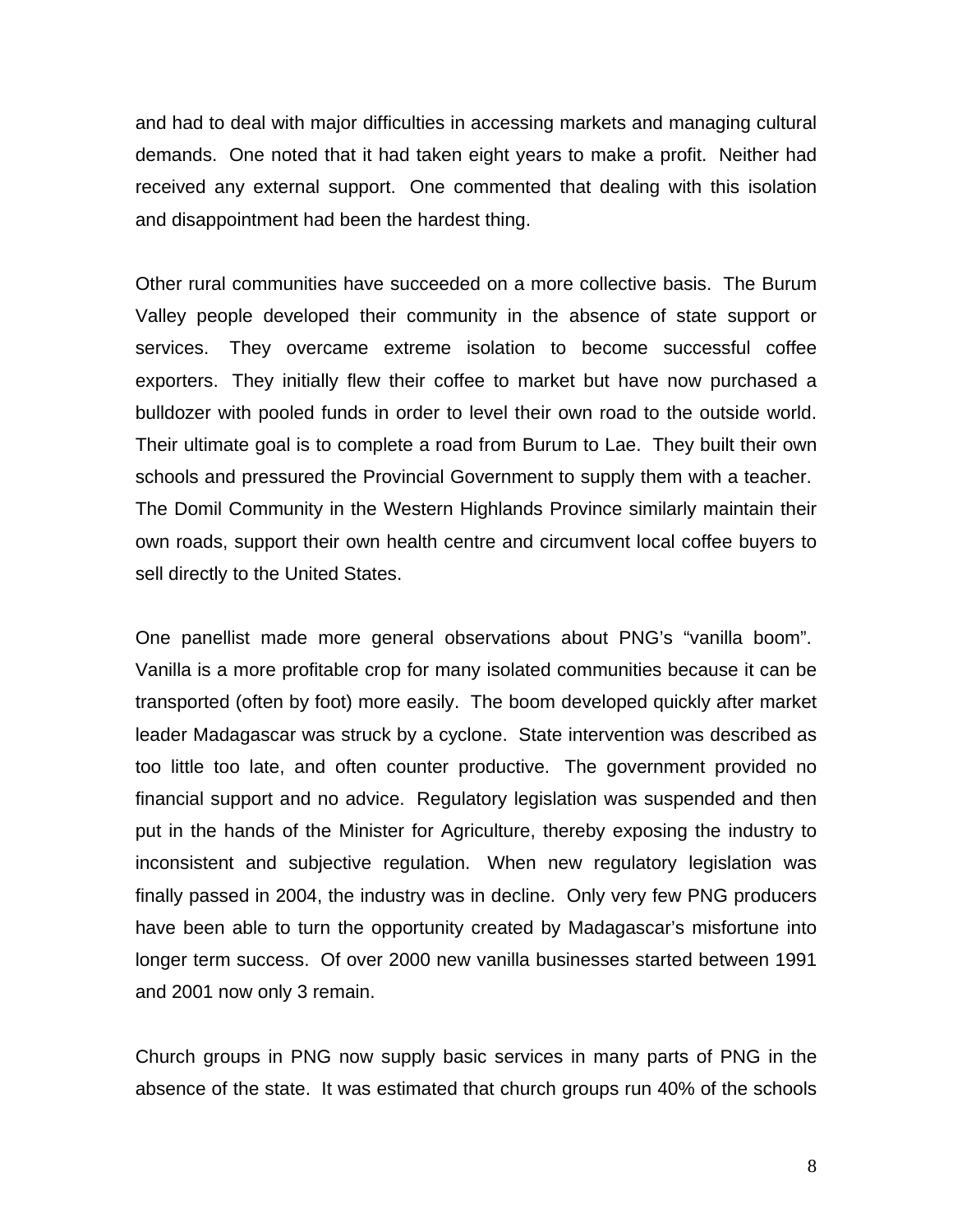and had to deal with major difficulties in accessing markets and managing cultural demands. One noted that it had taken eight years to make a profit. Neither had received any external support. One commented that dealing with this isolation and disappointment had been the hardest thing.

Other rural communities have succeeded on a more collective basis. The Burum Valley people developed their community in the absence of state support or services. They overcame extreme isolation to become successful coffee exporters. They initially flew their coffee to market but have now purchased a bulldozer with pooled funds in order to level their own road to the outside world. Their ultimate goal is to complete a road from Burum to Lae. They built their own schools and pressured the Provincial Government to supply them with a teacher. The Domil Community in the Western Highlands Province similarly maintain their own roads, support their own health centre and circumvent local coffee buyers to sell directly to the United States.

One panellist made more general observations about PNG's "vanilla boom". Vanilla is a more profitable crop for many isolated communities because it can be transported (often by foot) more easily. The boom developed quickly after market leader Madagascar was struck by a cyclone. State intervention was described as too little too late, and often counter productive. The government provided no financial support and no advice. Regulatory legislation was suspended and then put in the hands of the Minister for Agriculture, thereby exposing the industry to inconsistent and subjective regulation. When new regulatory legislation was finally passed in 2004, the industry was in decline. Only very few PNG producers have been able to turn the opportunity created by Madagascar's misfortune into longer term success. Of over 2000 new vanilla businesses started between 1991 and 2001 now only 3 remain.

Church groups in PNG now supply basic services in many parts of PNG in the absence of the state. It was estimated that church groups run 40% of the schools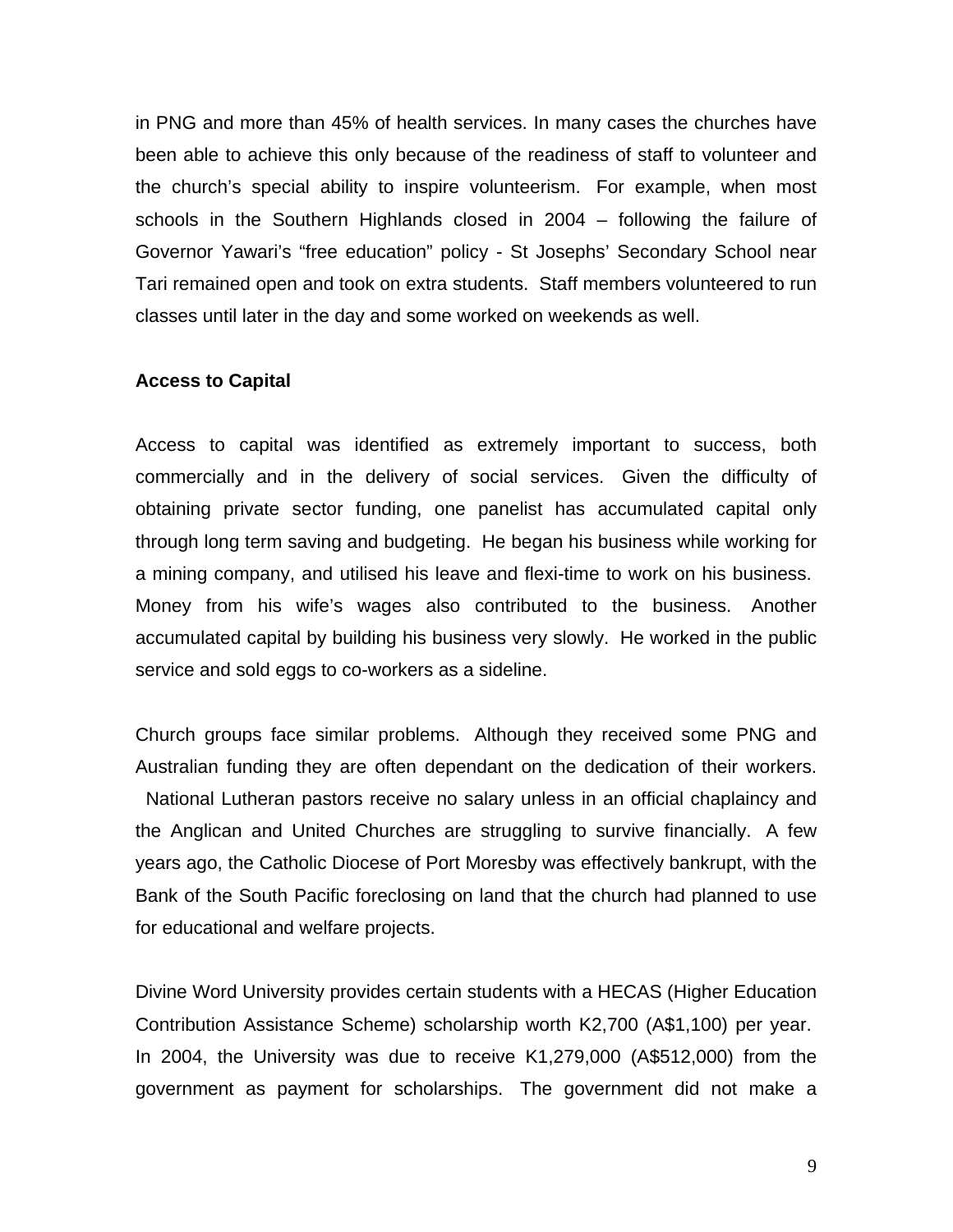in PNG and more than 45% of health services. In many cases the churches have been able to achieve this only because of the readiness of staff to volunteer and the church's special ability to inspire volunteerism. For example, when most schools in the Southern Highlands closed in 2004 – following the failure of Governor Yawari's "free education" policy - St Josephs' Secondary School near Tari remained open and took on extra students. Staff members volunteered to run classes until later in the day and some worked on weekends as well.

**Access to Capital**

Access to capital was identified as extremely important to success, both commercially and in the delivery of social services. Given the difficulty of obtaining private sector funding, one panelist has accumulated capital only through long term saving and budgeting. He began his business while working for a mining company, and utilised his leave and flexi-time to work on his business. Money from his wife's wages also contributed to the business. Another accumulated capital by building his business very slowly. He worked in the public service and sold eggs to co-workers as a sideline.

Church groups face similar problems. Although they received some PNG and Australian funding they are often dependant on the dedication of their workers. National Lutheran pastors receive no salary unless in an official chaplaincy and the Anglican and United Churches are struggling to survive financially. A few years ago, the Catholic Diocese of Port Moresby was effectively bankrupt, with the Bank of the South Pacific foreclosing on land that the church had planned to use for educational and welfare projects.

Divine Word University provides certain students with a HECAS (Higher Education Contribution Assistance Scheme) scholarship worth K2,700 (A$1,100) per year. In 2004, the University was due to receive K1,279,000 (A$512,000) from the government as payment for scholarships. The government did not make a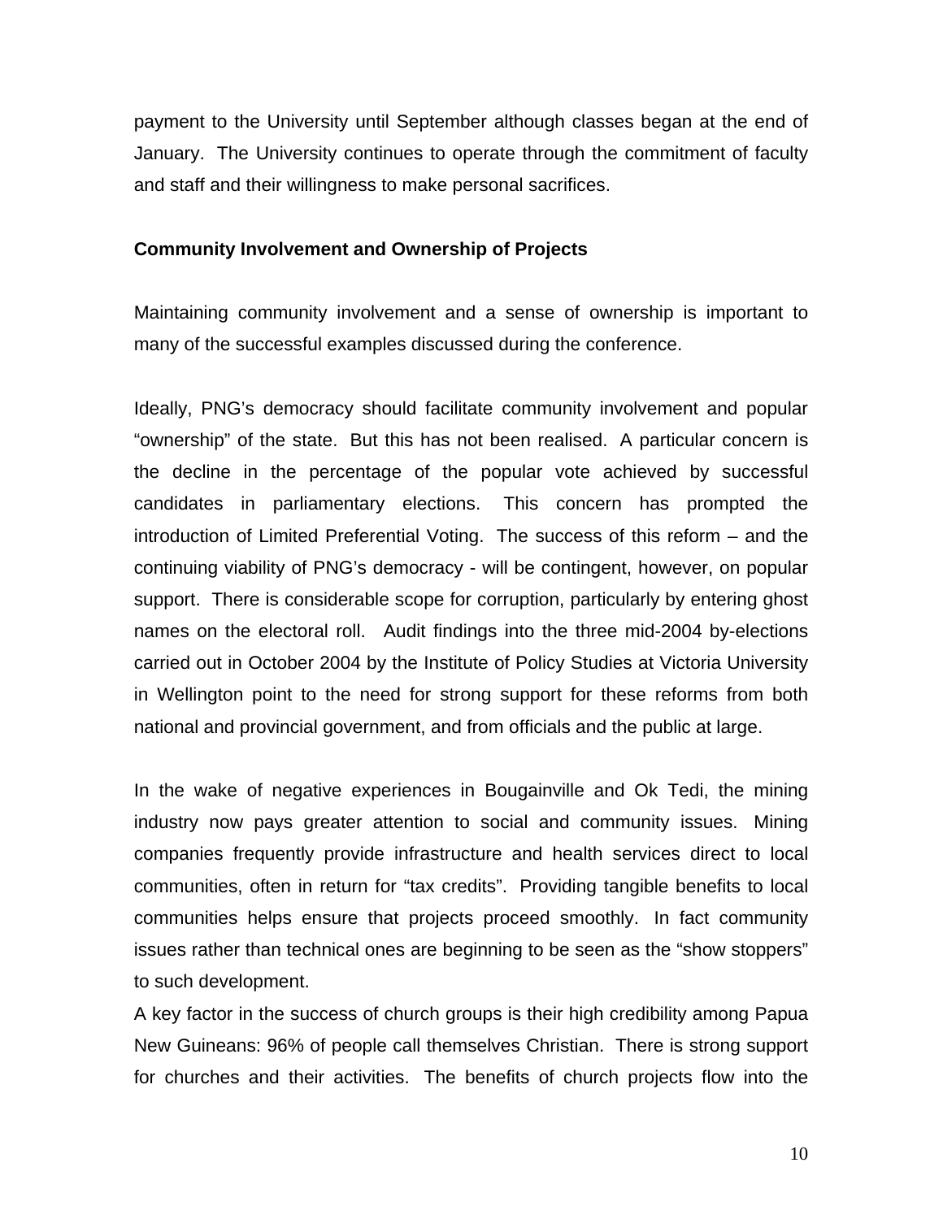payment to the University until September although classes began at the end of January. The University continues to operate through the commitment of faculty and staff and their willingness to make personal sacrifices.

**Community Involvement and Ownership of Projects**

Maintaining community involvement and a sense of ownership is important to many of the successful examples discussed during the conference.

Ideally, PNG's democracy should facilitate community involvement and popular "ownership" of the state. But this has not been realised. A particular concern is the decline in the percentage of the popular vote achieved by successful candidates in parliamentary elections. This concern has prompted the introduction of Limited Preferential Voting. The success of this reform – and the continuing viability of PNG's democracy - will be contingent, however, on popular support. There is considerable scope for corruption, particularly by entering ghost names on the electoral roll. Audit findings into the three mid-2004 by-elections carried out in October 2004 by the Institute of Policy Studies at Victoria University in Wellington point to the need for strong support for these reforms from both national and provincial government, and from officials and the public at large.

In the wake of negative experiences in Bougainville and Ok Tedi, the mining industry now pays greater attention to social and community issues. Mining companies frequently provide infrastructure and health services direct to local communities, often in return for "tax credits". Providing tangible benefits to local communities helps ensure that projects proceed smoothly. In fact community issues rather than technical ones are beginning to be seen as the "show stoppers" to such development.

A key factor in the success of church groups is their high credibility among Papua New Guineans: 96% of people call themselves Christian. There is strong support for churches and their activities. The benefits of church projects flow into the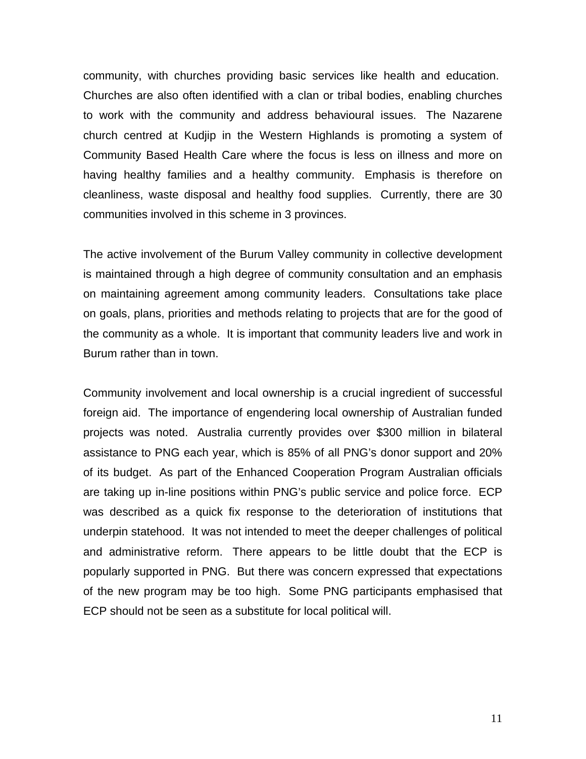community, with churches providing basic services like health and education. Churches are also often identified with a clan or tribal bodies, enabling churches to work with the community and address behavioural issues. The Nazarene church centred at Kudjip in the Western Highlands is promoting a system of Community Based Health Care where the focus is less on illness and more on having healthy families and a healthy community. Emphasis is therefore on cleanliness, waste disposal and healthy food supplies. Currently, there are 30 communities involved in this scheme in 3 provinces.

The active involvement of the Burum Valley community in collective development is maintained through a high degree of community consultation and an emphasis on maintaining agreement among community leaders. Consultations take place on goals, plans, priorities and methods relating to projects that are for the good of the community as a whole. It is important that community leaders live and work in Burum rather than in town.

Community involvement and local ownership is a crucial ingredient of successful foreign aid. The importance of engendering local ownership of Australian funded projects was noted. Australia currently provides over $300 million in bilateral assistance to PNG each year, which is 85% of all PNG's donor support and 20% of its budget. As part of the Enhanced Cooperation Program Australian officials are taking up in-line positions within PNG's public service and police force. ECP was described as a quick fix response to the deterioration of institutions that underpin statehood. It was not intended to meet the deeper challenges of political and administrative reform. There appears to be little doubt that the ECP is popularly supported in PNG. But there was concern expressed that expectations of the new program may be too high. Some PNG participants emphasised that ECP should not be seen as a substitute for local political will.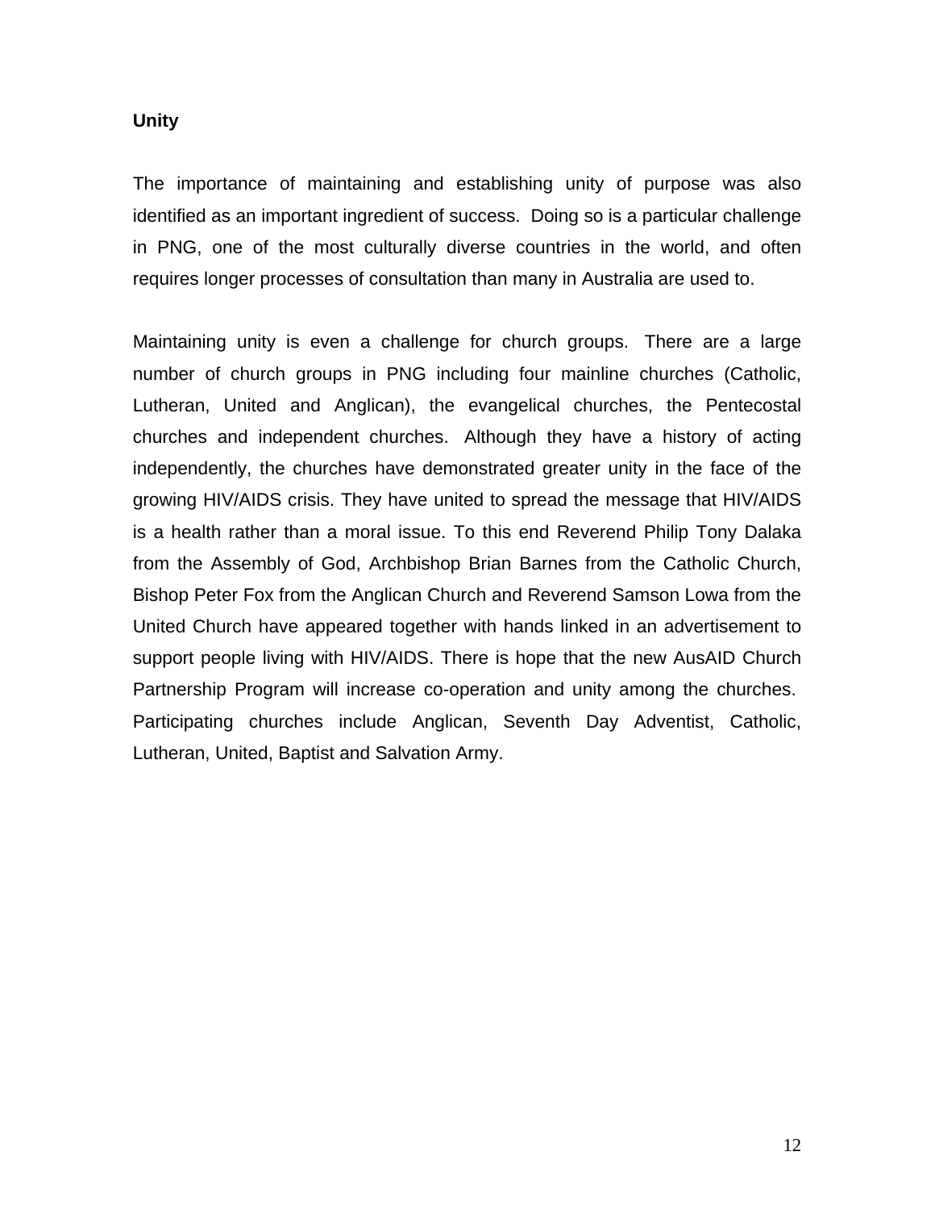**Unity**

The importance of maintaining and establishing unity of purpose was also identified as an important ingredient of success. Doing so is a particular challenge in PNG, one of the most culturally diverse countries in the world, and often requires longer processes of consultation than many in Australia are used to.

Maintaining unity is even a challenge for church groups. There are a large number of church groups in PNG including four mainline churches (Catholic, Lutheran, United and Anglican), the evangelical churches, the Pentecostal churches and independent churches. Although they have a history of acting independently, the churches have demonstrated greater unity in the face of the growing HIV/AIDS crisis. They have united to spread the message that HIV/AIDS is a health rather than a moral issue. To this end Reverend Philip Tony Dalaka from the Assembly of God, Archbishop Brian Barnes from the Catholic Church, Bishop Peter Fox from the Anglican Church and Reverend Samson Lowa from the United Church have appeared together with hands linked in an advertisement to support people living with HIV/AIDS. There is hope that the new AusAID Church Partnership Program will increase co-operation and unity among the churches. Participating churches include Anglican, Seventh Day Adventist, Catholic, Lutheran, United, Baptist and Salvation Army.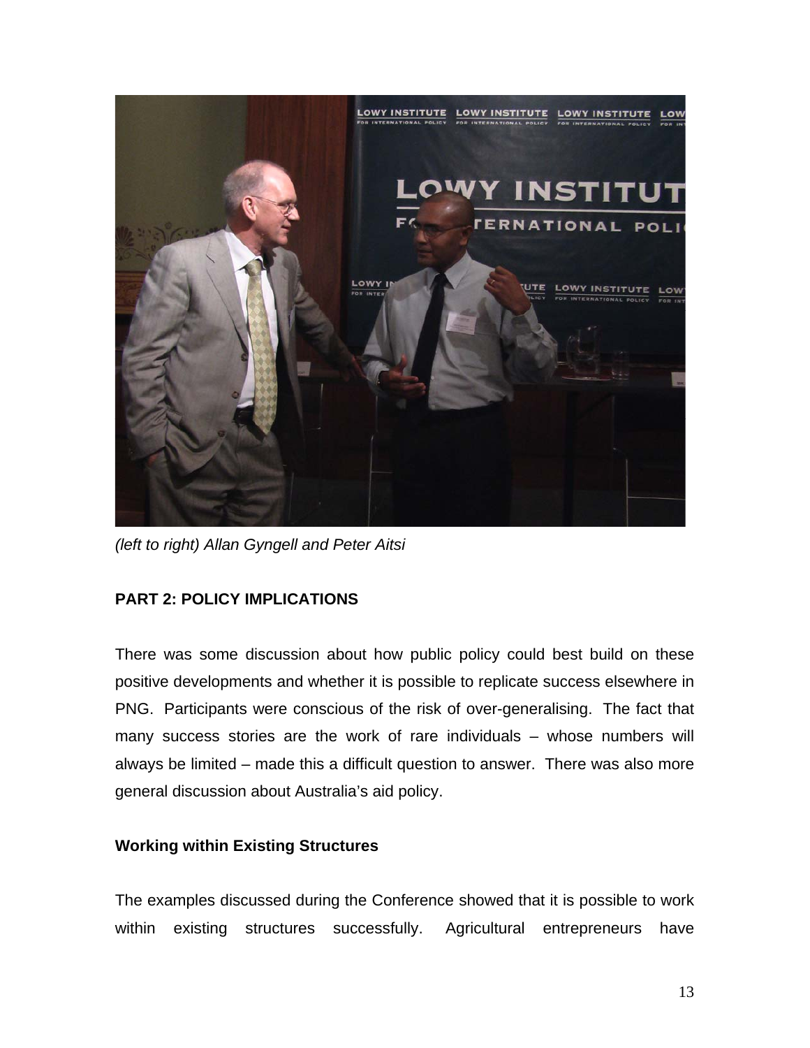*(left to right) Allan Gyngell and Peter Aitsi*

**PART 2: POLICY IMPLICATIONS**

There was some discussion about how public policy could best build on these positive developments and whether it is possible to replicate success elsewhere in PNG. Participants were conscious of the risk of over-generalising. The fact that many success stories are the work of rare individuals – whose numbers will always be limited – made this a difficult question to answer. There was also more general discussion about Australia's aid policy.

**Working within Existing Structures**

The examples discussed during the Conference showed that it is possible to work within existing structures successfully. Agricultural entrepreneurs have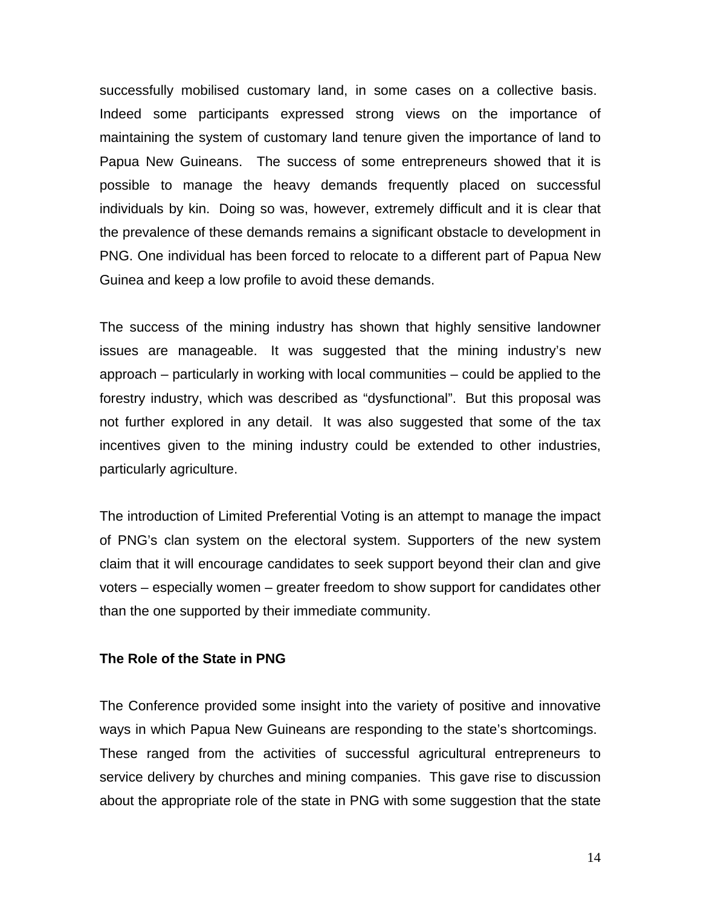successfully mobilised customary land, in some cases on a collective basis. Indeed some participants expressed strong views on the importance of maintaining the system of customary land tenure given the importance of land to Papua New Guineans. The success of some entrepreneurs showed that it is possible to manage the heavy demands frequently placed on successful individuals by kin. Doing so was, however, extremely difficult and it is clear that the prevalence of these demands remains a significant obstacle to development in PNG. One individual has been forced to relocate to a different part of Papua New Guinea and keep a low profile to avoid these demands.

The success of the mining industry has shown that highly sensitive landowner issues are manageable. It was suggested that the mining industry's new approach – particularly in working with local communities – could be applied to the forestry industry, which was described as "dysfunctional". But this proposal was not further explored in any detail. It was also suggested that some of the tax incentives given to the mining industry could be extended to other industries, particularly agriculture.

The introduction of Limited Preferential Voting is an attempt to manage the impact of PNG's clan system on the electoral system. Supporters of the new system claim that it will encourage candidates to seek support beyond their clan and give voters – especially women – greater freedom to show support for candidates other than the one supported by their immediate community.

**The Role of the State in PNG**

The Conference provided some insight into the variety of positive and innovative ways in which Papua New Guineans are responding to the state's shortcomings. These ranged from the activities of successful agricultural entrepreneurs to service delivery by churches and mining companies. This gave rise to discussion about the appropriate role of the state in PNG with some suggestion that the state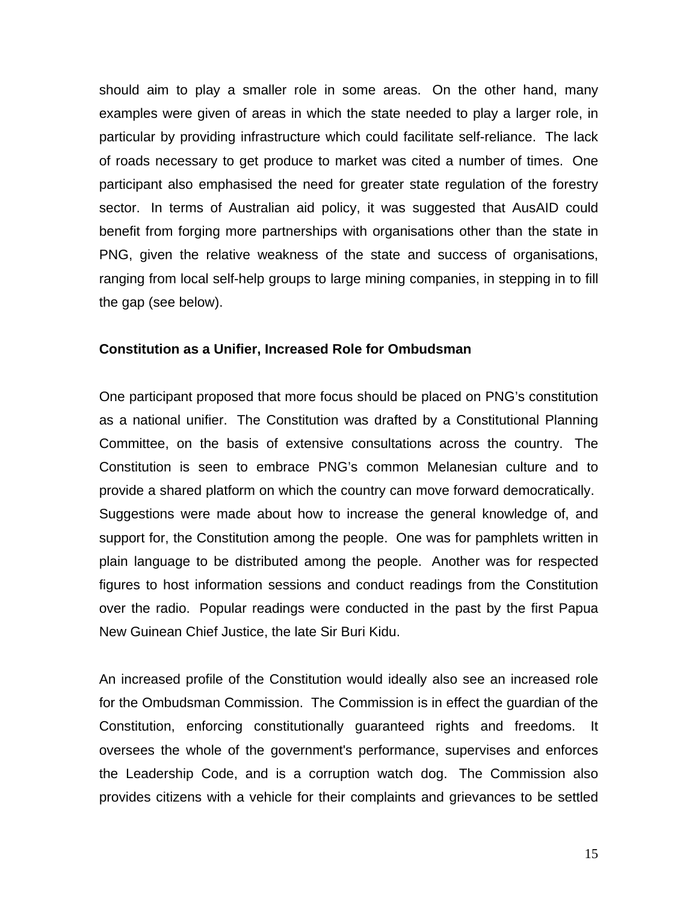should aim to play a smaller role in some areas. On the other hand, many examples were given of areas in which the state needed to play a larger role, in particular by providing infrastructure which could facilitate self-reliance. The lack of roads necessary to get produce to market was cited a number of times. One participant also emphasised the need for greater state regulation of the forestry sector. In terms of Australian aid policy, it was suggested that AusAID could benefit from forging more partnerships with organisations other than the state in PNG, given the relative weakness of the state and success of organisations, ranging from local self-help groups to large mining companies, in stepping in to fill the gap (see below).

**Constitution as a Unifier, Increased Role for Ombudsman**

One participant proposed that more focus should be placed on PNG's constitution as a national unifier. The Constitution was drafted by a Constitutional Planning Committee, on the basis of extensive consultations across the country. The Constitution is seen to embrace PNG's common Melanesian culture and to provide a shared platform on which the country can move forward democratically. Suggestions were made about how to increase the general knowledge of, and support for, the Constitution among the people. One was for pamphlets written in plain language to be distributed among the people. Another was for respected figures to host information sessions and conduct readings from the Constitution over the radio. Popular readings were conducted in the past by the first Papua New Guinean Chief Justice, the late Sir Buri Kidu.

An increased profile of the Constitution would ideally also see an increased role for the Ombudsman Commission. The Commission is in effect the guardian of the Constitution, enforcing constitutionally guaranteed rights and freedoms. It oversees the whole of the government's performance, supervises and enforces the Leadership Code, and is a corruption watch dog. The Commission also provides citizens with a vehicle for their complaints and grievances to be settled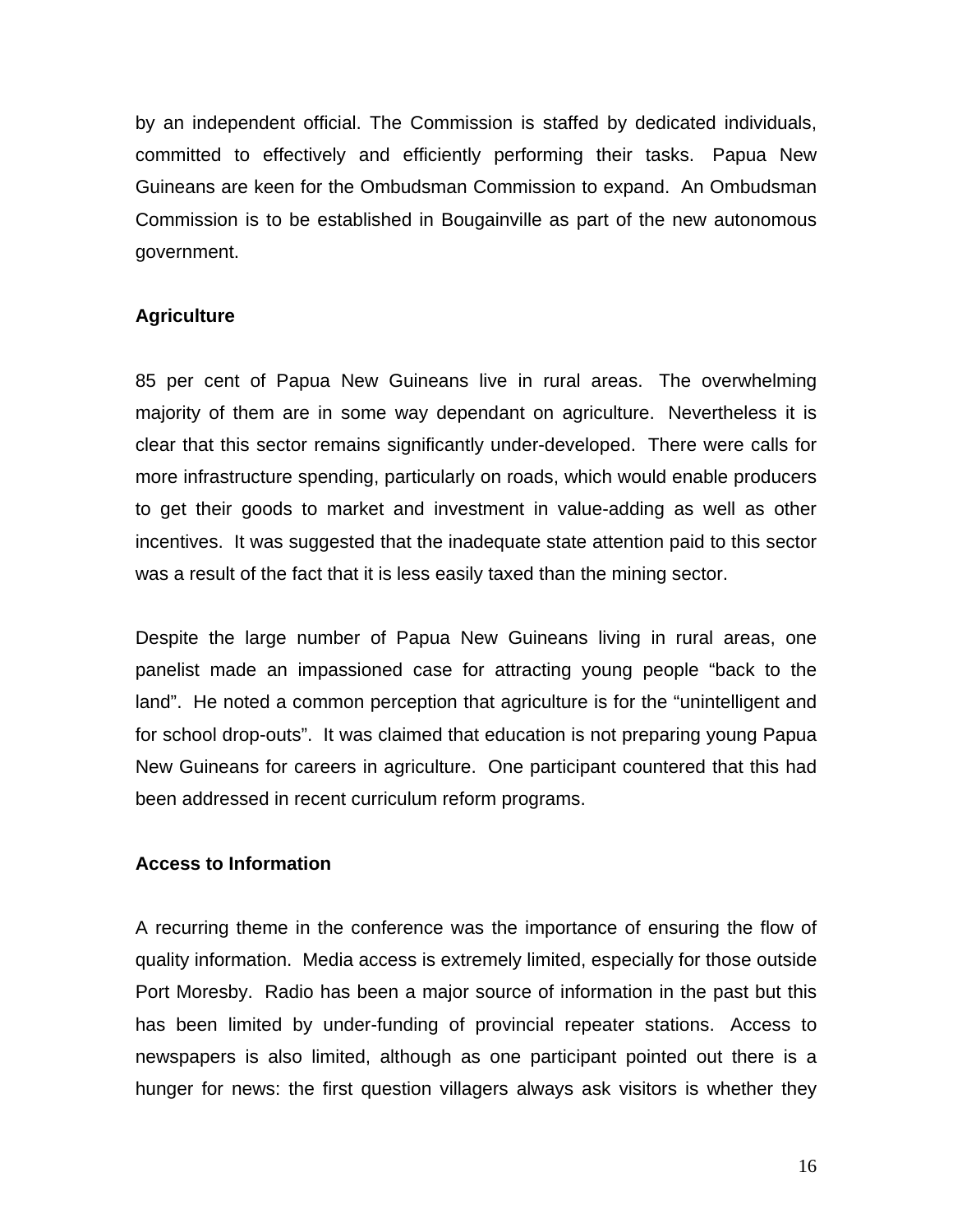by an independent official. The Commission is staffed by dedicated individuals, committed to effectively and efficiently performing their tasks. Papua New Guineans are keen for the Ombudsman Commission to expand. An Ombudsman Commission is to be established in Bougainville as part of the new autonomous government.

**Agriculture**

85 per cent of Papua New Guineans live in rural areas. The overwhelming majority of them are in some way dependant on agriculture. Nevertheless it is clear that this sector remains significantly under-developed. There were calls for more infrastructure spending, particularly on roads, which would enable producers to get their goods to market and investment in value-adding as well as other incentives. It was suggested that the inadequate state attention paid to this sector was a result of the fact that it is less easily taxed than the mining sector.

Despite the large number of Papua New Guineans living in rural areas, one panelist made an impassioned case for attracting young people "back to the land". He noted a common perception that agriculture is for the "unintelligent and for school drop-outs". It was claimed that education is not preparing young Papua New Guineans for careers in agriculture. One participant countered that this had been addressed in recent curriculum reform programs.

**Access to Information**

A recurring theme in the conference was the importance of ensuring the flow of quality information. Media access is extremely limited, especially for those outside Port Moresby. Radio has been a major source of information in the past but this has been limited by under-funding of provincial repeater stations. Access to newspapers is also limited, although as one participant pointed out there is a hunger for news: the first question villagers always ask visitors is whether they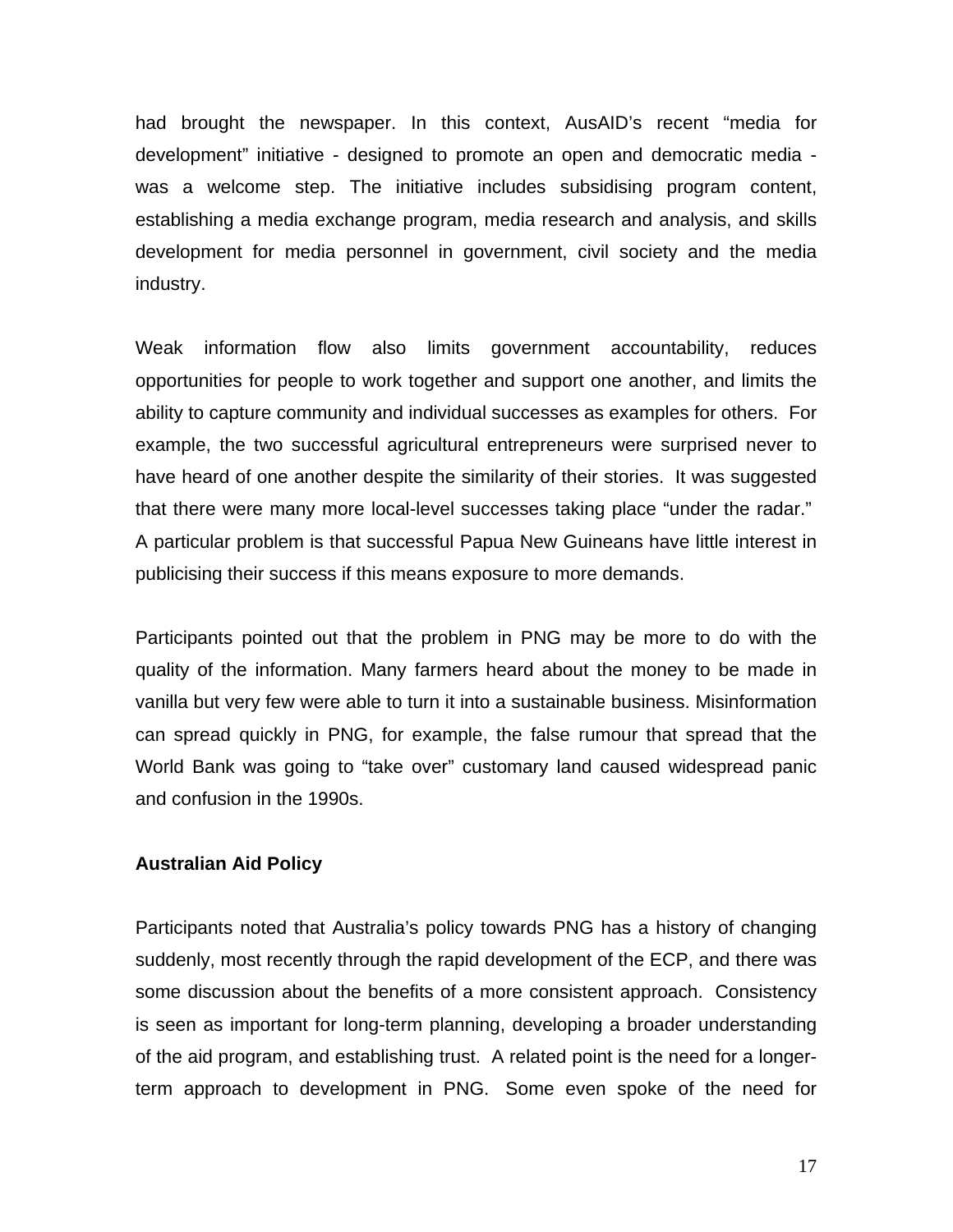had brought the newspaper. In this context, AusAID's recent "media for development" initiative - designed to promote an open and democratic media - was a welcome step. The initiative includes subsidising program content, establishing a media exchange program, media research and analysis, and skills development for media personnel in government, civil society and the media industry.

Weak information flow also limits government accountability, reduces opportunities for people to work together and support one another, and limits the ability to capture community and individual successes as examples for others. For example, the two successful agricultural entrepreneurs were surprised never to have heard of one another despite the similarity of their stories. It was suggested that there were many more local-level successes taking place "under the radar." A particular problem is that successful Papua New Guineans have little interest in publicising their success if this means exposure to more demands.

Participants pointed out that the problem in PNG may be more to do with the quality of the information. Many farmers heard about the money to be made in vanilla but very few were able to turn it into a sustainable business. Misinformation can spread quickly in PNG, for example, the false rumour that spread that the World Bank was going to "take over" customary land caused widespread panic and confusion in the 1990s.

**Australian Aid Policy**

Participants noted that Australia's policy towards PNG has a history of changing suddenly, most recently through the rapid development of the ECP, and there was some discussion about the benefits of a more consistent approach. Consistency is seen as important for long-term planning, developing a broader understanding of the aid program, and establishing trust. A related point is the need for a longer-term approach to development in PNG. Some even spoke of the need for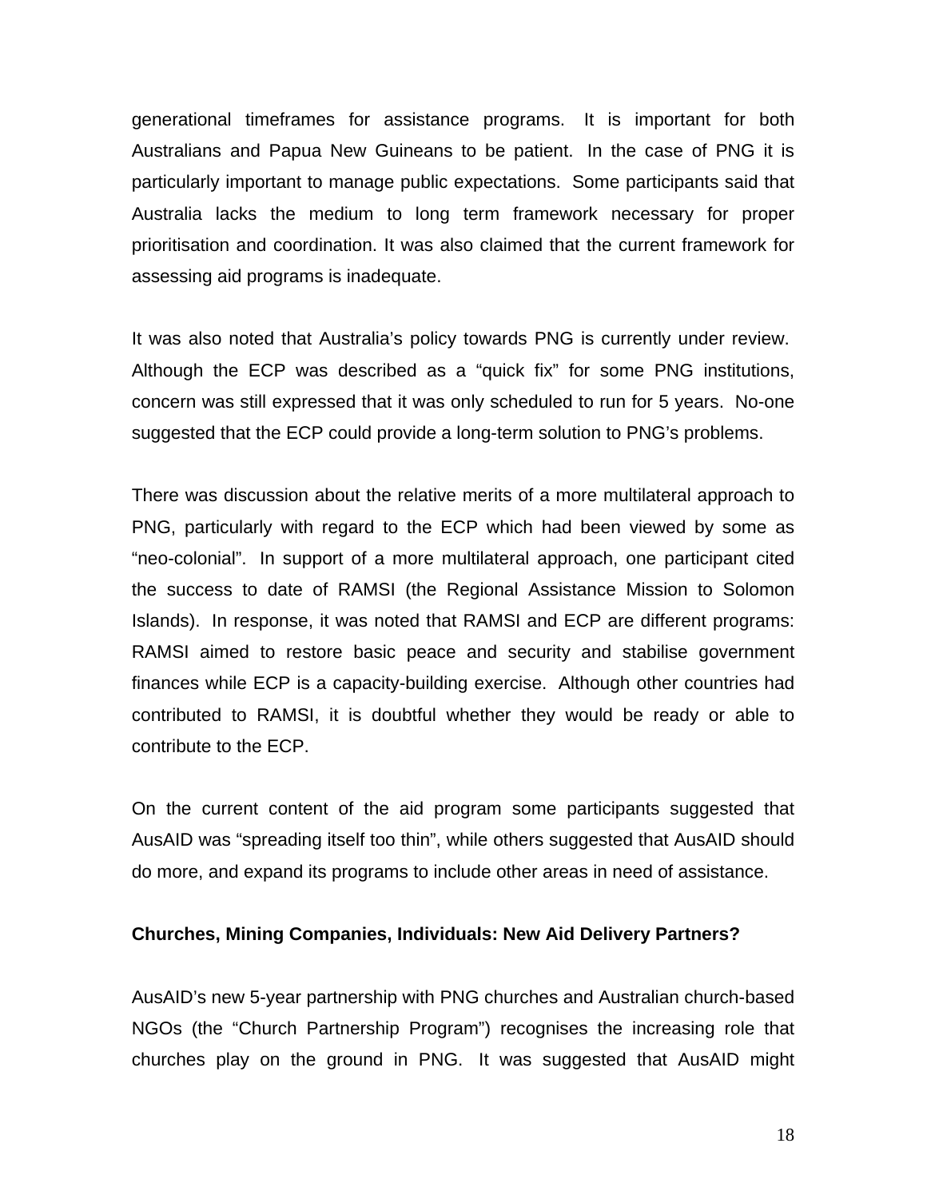generational timeframes for assistance programs. It is important for both Australians and Papua New Guineans to be patient. In the case of PNG it is particularly important to manage public expectations. Some participants said that Australia lacks the medium to long term framework necessary for proper prioritisation and coordination. It was also claimed that the current framework for assessing aid programs is inadequate.

It was also noted that Australia's policy towards PNG is currently under review. Although the ECP was described as a "quick fix" for some PNG institutions, concern was still expressed that it was only scheduled to run for 5 years. No-one suggested that the ECP could provide a long-term solution to PNG's problems.

There was discussion about the relative merits of a more multilateral approach to PNG, particularly with regard to the ECP which had been viewed by some as "neo-colonial". In support of a more multilateral approach, one participant cited the success to date of RAMSI (the Regional Assistance Mission to Solomon Islands). In response, it was noted that RAMSI and ECP are different programs: RAMSI aimed to restore basic peace and security and stabilise government finances while ECP is a capacity-building exercise. Although other countries had contributed to RAMSI, it is doubtful whether they would be ready or able to contribute to the ECP.

On the current content of the aid program some participants suggested that AusAID was "spreading itself too thin", while others suggested that AusAID should do more, and expand its programs to include other areas in need of assistance.

**Churches, Mining Companies, Individuals: New Aid Delivery Partners?**

AusAID's new 5-year partnership with PNG churches and Australian church-based NGOs (the "Church Partnership Program") recognises the increasing role that churches play on the ground in PNG. It was suggested that AusAID might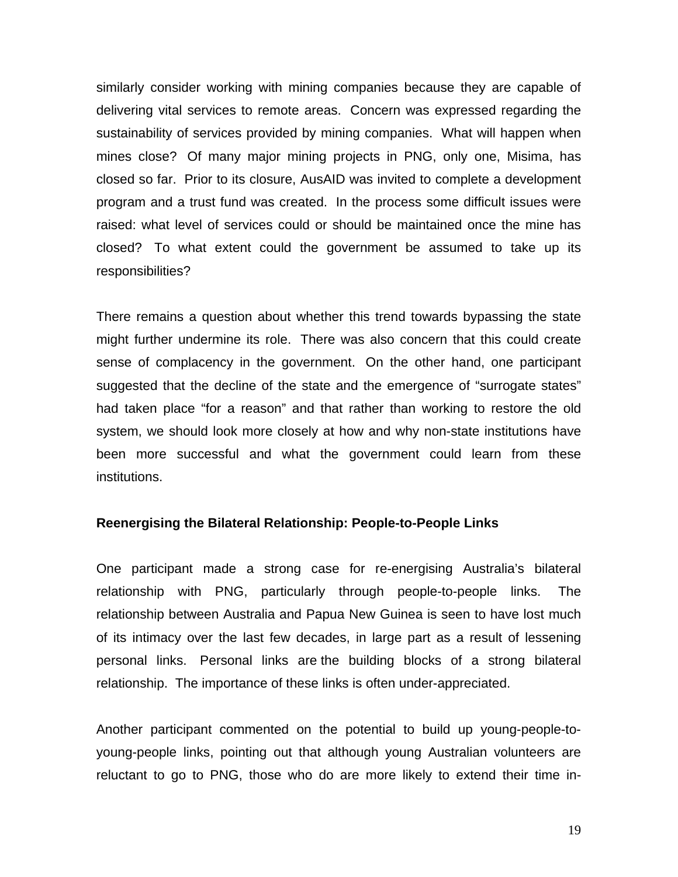similarly consider working with mining companies because they are capable of delivering vital services to remote areas. Concern was expressed regarding the sustainability of services provided by mining companies. What will happen when mines close? Of many major mining projects in PNG, only one, Misima, has closed so far. Prior to its closure, AusAID was invited to complete a development program and a trust fund was created. In the process some difficult issues were raised: what level of services could or should be maintained once the mine has closed? To what extent could the government be assumed to take up its responsibilities?

There remains a question about whether this trend towards bypassing the state might further undermine its role. There was also concern that this could create sense of complacency in the government. On the other hand, one participant suggested that the decline of the state and the emergence of "surrogate states" had taken place "for a reason" and that rather than working to restore the old system, we should look more closely at how and why non-state institutions have been more successful and what the government could learn from these institutions.

**Reenergising the Bilateral Relationship: People-to-People Links**

One participant made a strong case for re-energising Australia's bilateral relationship with PNG, particularly through people-to-people links. The relationship between Australia and Papua New Guinea is seen to have lost much of its intimacy over the last few decades, in large part as a result of lessening personal links. Personal links are the building blocks of a strong bilateral relationship. The importance of these links is often under-appreciated.

Another participant commented on the potential to build up young-people-to-young-people links, pointing out that although young Australian volunteers are reluctant to go to PNG, those who do are more likely to extend their time in-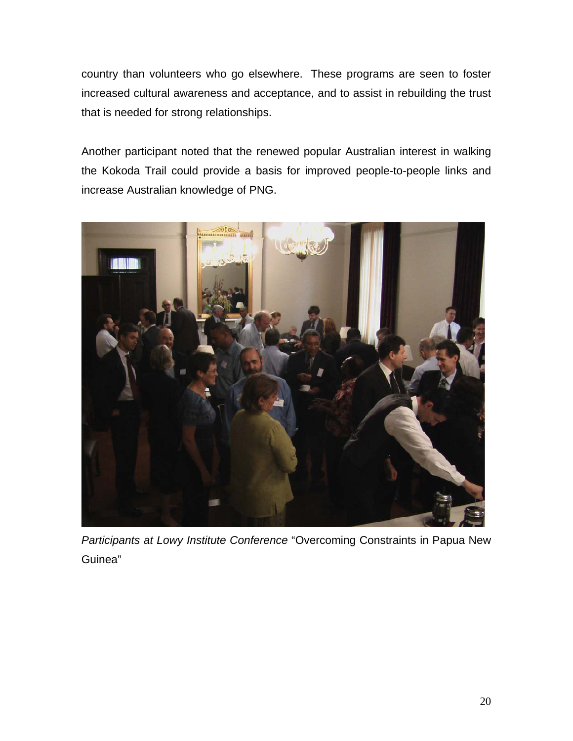country than volunteers who go elsewhere. These programs are seen to foster increased cultural awareness and acceptance, and to assist in rebuilding the trust that is needed for strong relationships.

Another participant noted that the renewed popular Australian interest in walking the Kokoda Trail could provide a basis for improved people-to-people links and increase Australian knowledge of PNG.

*Participants at Lowy Institute Conference* "Overcoming Constraints in Papua New Guinea"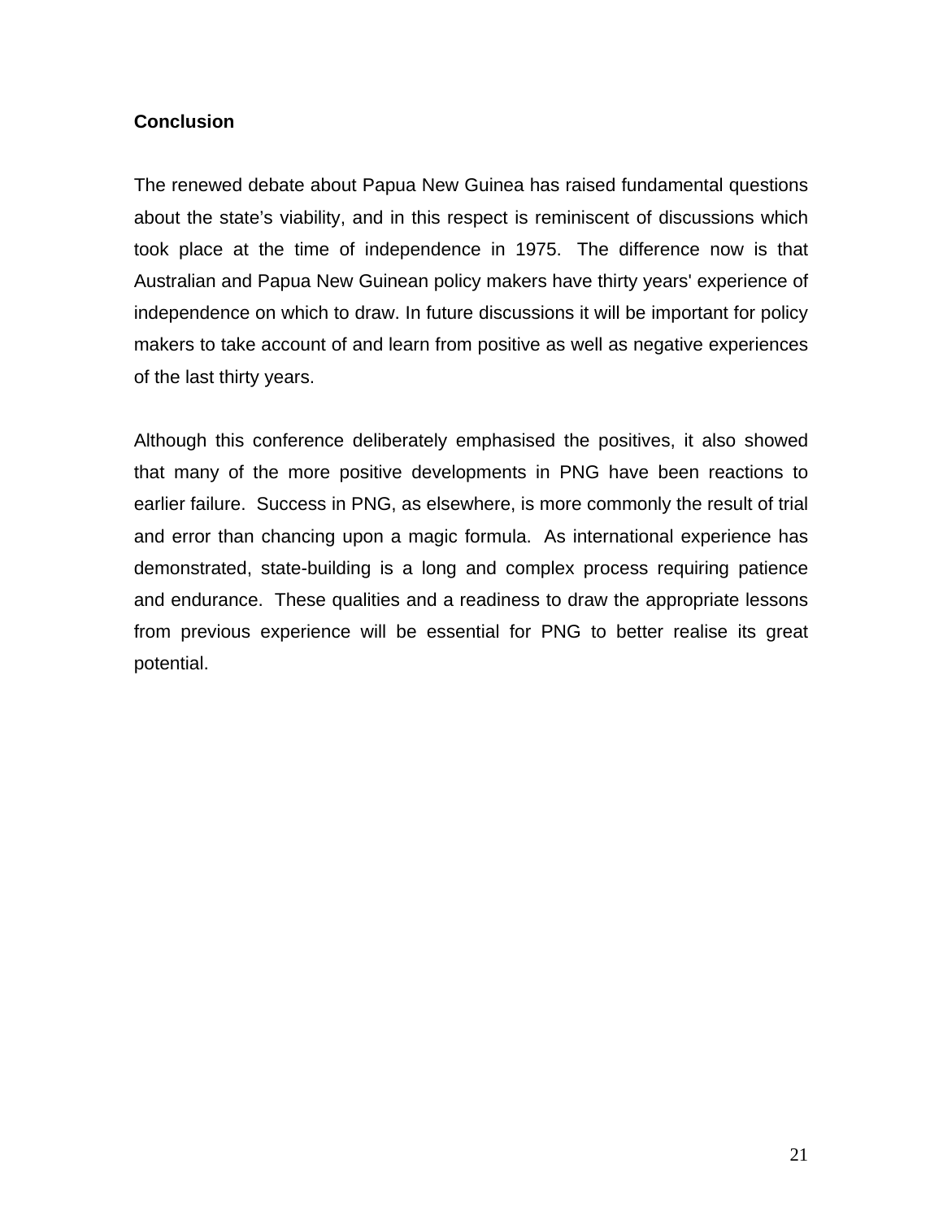## Conclusion

The renewed debate about Papua New Guinea has raised fundamental questions about the state's viability, and in this respect is reminiscent of discussions which took place at the time of independence in 1975. The difference now is that Australian and Papua New Guinean policy makers have thirty years' experience of independence on which to draw. In future discussions it will be important for policy makers to take account of and learn from positive as well as negative experiences of the last thirty years.

Although this conference deliberately emphasised the positives, it also showed that many of the more positive developments in PNG have been reactions to earlier failure. Success in PNG, as elsewhere, is more commonly the result of trial and error than chancing upon a magic formula. As international experience has demonstrated, state-building is a long and complex process requiring patience and endurance. These qualities and a readiness to draw the appropriate lessons from previous experience will be essential for PNG to better realise its great potential.